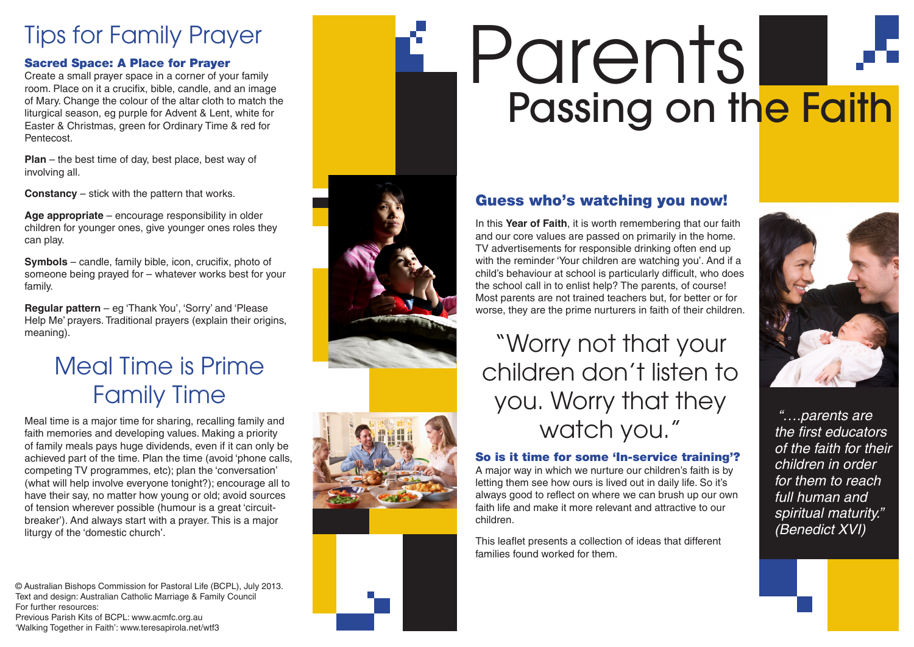# Tips for Family Prayer

### Sacred Space: A Place for Prayer

Create a small prayer space in a corner of your family room. Place on it a crucifix, bible, candle, and an image of Mary. Change the colour of the altar cloth to match the liturgical season, eg purple for Advent & Lent, white for Easter & Christmas, green for Ordinary Time & red for Pentecost.

**Plan** – the best time of day, best place, best way of involving all.

**Constancy** – stick with the pattern that works.

**Age appropriate** – encourage responsibility in older children for younger ones, give younger ones roles they can play.

**Symbols** – candle, family bible, icon, crucifix, photo of someone being prayed for – whatever works best for your family.

**Regular pattern** – eg 'Thank You', 'Sorry' and 'Please Help Me' prayers. Traditional prayers (explain their origins, meaning).

## Meal Time is Prime Family Time

Meal time is a major time for sharing, recalling family and faith memories and developing values. Making a priority of family meals pays huge dividends, even if it can only be achieved part of the time. Plan the time (avoid 'phone calls, competing TV programmes, etc); plan the 'conversation' (what will help involve everyone tonight?); encourage all to have their say, no matter how young or old; avoid sources of tension wherever possible (humour is a great 'circuit-breaker'). And always start with a prayer. This is a major liturgy of the 'domestic church'.

© Australian Bishops Commission for Pastoral Life (BCPL), July 2013.
Text and design: Australian Catholic Marriage & Family Council
For further resources:
Previous Parish Kits of BCPL: www.acmfc.org.au
'Walking Together in Faith': www.teresapirola.net/wtf3

# Parents
## Passing on the Faith

### Guess who's watching you now!

In this **Year of Faith**, it is worth remembering that our faith and our core values are passed on primarily in the home. TV advertisements for responsible drinking often end up with the reminder 'Your children are watching you'. And if a child's behaviour at school is particularly difficult, who does the school call in to enlist help? The parents, of course! Most parents are not trained teachers but, for better or for worse, they are the prime nurturers in faith of their children.

> "Worry not that your children don't listen to you. Worry that they watch you."

### So is it time for some 'In-service training'?

A major way in which we nurture our children's faith is by letting them see how ours is lived out in daily life. So it's always good to reflect on where we can brush up our own faith life and make it more relevant and attractive to our children.

This leaflet presents a collection of ideas that different families found worked for them.

> *"….parents are the first educators of the faith for their children in order for them to reach full human and spiritual maturity." (Benedict XVI)*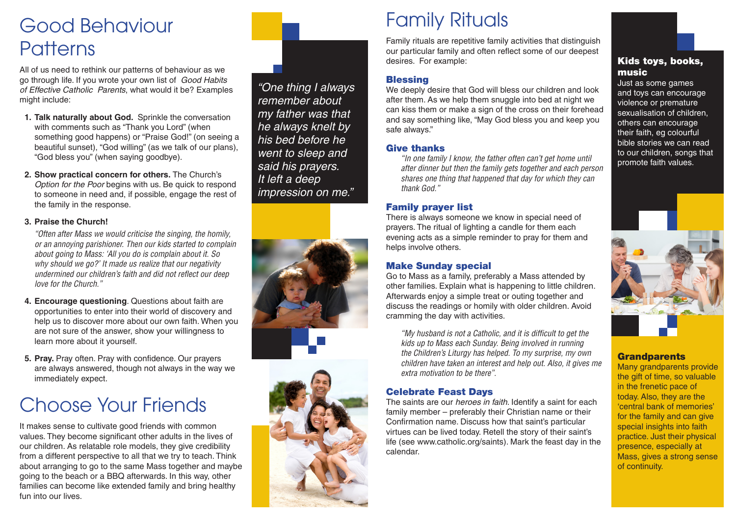# Good Behaviour Patterns

All of us need to rethink our patterns of behaviour as we go through life. If you wrote your own list of *Good Habits of Effective Catholic Parents*, what would it be? Examples might include:

1. **Talk naturally about God.** Sprinkle the conversation with comments such as "Thank you Lord" (when something good happens) or "Praise God!" (on seeing a beautiful sunset), "God willing" (as we talk of our plans), "God bless you" (when saying goodbye).

2. **Show practical concern for others.** The Church's *Option for the Poor* begins with us. Be quick to respond to someone in need and, if possible, engage the rest of the family in the response.

3. **Praise the Church!**

   *"Often after Mass we would criticise the singing, the homily, or an annoying parishioner. Then our kids started to complain about going to Mass: 'All you do is complain about it. So why should we go?' It made us realize that our negativity undermined our children's faith and did not reflect our deep love for the Church."*

4. **Encourage questioning**. Questions about faith are opportunities to enter into their world of discovery and help us to discover more about our own faith. When you are not sure of the answer, show your willingness to learn more about it yourself.

5. **Pray.** Pray often. Pray with confidence. Our prayers are always answered, though not always in the way we immediately expect.

# Choose Your Friends

It makes sense to cultivate good friends with common values. They become significant other adults in the lives of our children. As relatable role models, they give credibility from a different perspective to all that we try to teach. Think about arranging to go to the same Mass together and maybe going to the beach or a BBQ afterwards. In this way, other families can become like extended family and bring healthy fun into our lives.

*"One thing I always remember about my father was that he always knelt by his bed before he went to sleep and said his prayers. It left a deep impression on me."*

# Family Rituals

Family rituals are repetitive family activities that distinguish our particular family and often reflect some of our deepest desires. For example:

### Blessing

We deeply desire that God will bless our children and look after them. As we help them snuggle into bed at night we can kiss them or make a sign of the cross on their forehead and say something like, "May God bless you and keep you safe always."

### Give thanks

*"In one family I know, the father often can't get home until after dinner but then the family gets together and each person shares one thing that happened that day for which they can thank God."*

### Family prayer list

There is always someone we know in special need of prayers. The ritual of lighting a candle for them each evening as a simple reminder to pray for them and helps involve others.

### Make Sunday special

Go to Mass as a family, preferably a Mass attended by other families. Explain what is happening to little children. Afterwards enjoy a simple treat or outing together and discuss the readings or homily with older children. Avoid cramming the day with activities.

*"My husband is not a Catholic, and it is difficult to get the kids up to Mass each Sunday. Being involved in running the Children's Liturgy has helped. To my surprise, my own children have taken an interest and help out. Also, it gives me extra motivation to be there".*

### Celebrate Feast Days

The saints are our *heroes in faith*. Identify a saint for each family member – preferably their Christian name or their Confirmation name. Discuss how that saint's particular virtues can be lived today. Retell the story of their saint's life (see www.catholic.org/saints). Mark the feast day in the calendar.

### Kids toys, books, music

Just as some games and toys can encourage violence or premature sexualisation of children, others can encourage their faith, eg colourful bible stories we can read to our children, songs that promote faith values.

### Grandparents

Many grandparents provide the gift of time, so valuable in the frenetic pace of today. Also, they are the 'central bank of memories' for the family and can give special insights into faith practice. Just their physical presence, especially at Mass, gives a strong sense of continuity.